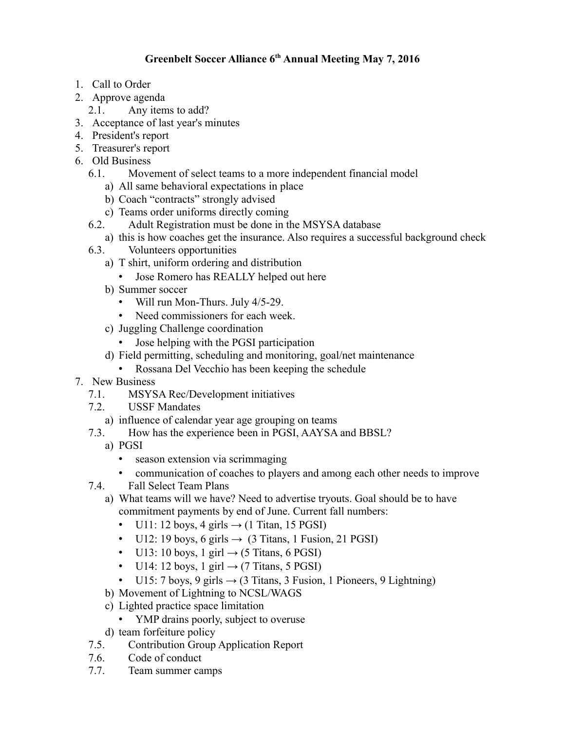# Greenbelt Soccer Alliance 6th Annual Meeting May 7, 2016

1. Call to Order
2. Approve agenda
   - 2.1. Any items to add?
3. Acceptance of last year's minutes
4. President's report
5. Treasurer's report
6. Old Business
   - 6.1. Movement of select teams to a more independent financial model
     - a) All same behavioral expectations in place
     - b) Coach “contracts” strongly advised
     - c) Teams order uniforms directly coming
   - 6.2. Adult Registration must be done in the MSYSA database
     - a) this is how coaches get the insurance. Also requires a successful background check
   - 6.3. Volunteers opportunities
     - a) T shirt, uniform ordering and distribution
       - Jose Romero has REALLY helped out here
     - b) Summer soccer
       - Will run Mon-Thurs. July 4/5-29.
       - Need commissioners for each week.
     - c) Juggling Challenge coordination
       - Jose helping with the PGSI participation
     - d) Field permitting, scheduling and monitoring, goal/net maintenance
       - Rossana Del Vecchio has been keeping the schedule
7. New Business
   - 7.1. MSYSA Rec/Development initiatives
   - 7.2. USSF Mandates
     - a) influence of calendar year age grouping on teams
   - 7.3. How has the experience been in PGSI, AAYSA and BBSL?
     - a) PGSI
       - season extension via scrimmaging
       - communication of coaches to players and among each other needs to improve
   - 7.4. Fall Select Team Plans
     - a) What teams will we have? Need to advertise tryouts. Goal should be to have commitment payments by end of June. Current fall numbers:
       - U11: 12 boys, 4 girls → (1 Titan, 15 PGSI)
       - U12: 19 boys, 6 girls → (3 Titans, 1 Fusion, 21 PGSI)
       - U13: 10 boys, 1 girl → (5 Titans, 6 PGSI)
       - U14: 12 boys, 1 girl → (7 Titans, 5 PGSI)
       - U15: 7 boys, 9 girls → (3 Titans, 3 Fusion, 1 Pioneers, 9 Lightning)
     - b) Movement of Lightning to NCSL/WAGS
     - c) Lighted practice space limitation
       - YMP drains poorly, subject to overuse
     - d) team forfeiture policy
   - 7.5. Contribution Group Application Report
   - 7.6. Code of conduct
   - 7.7. Team summer camps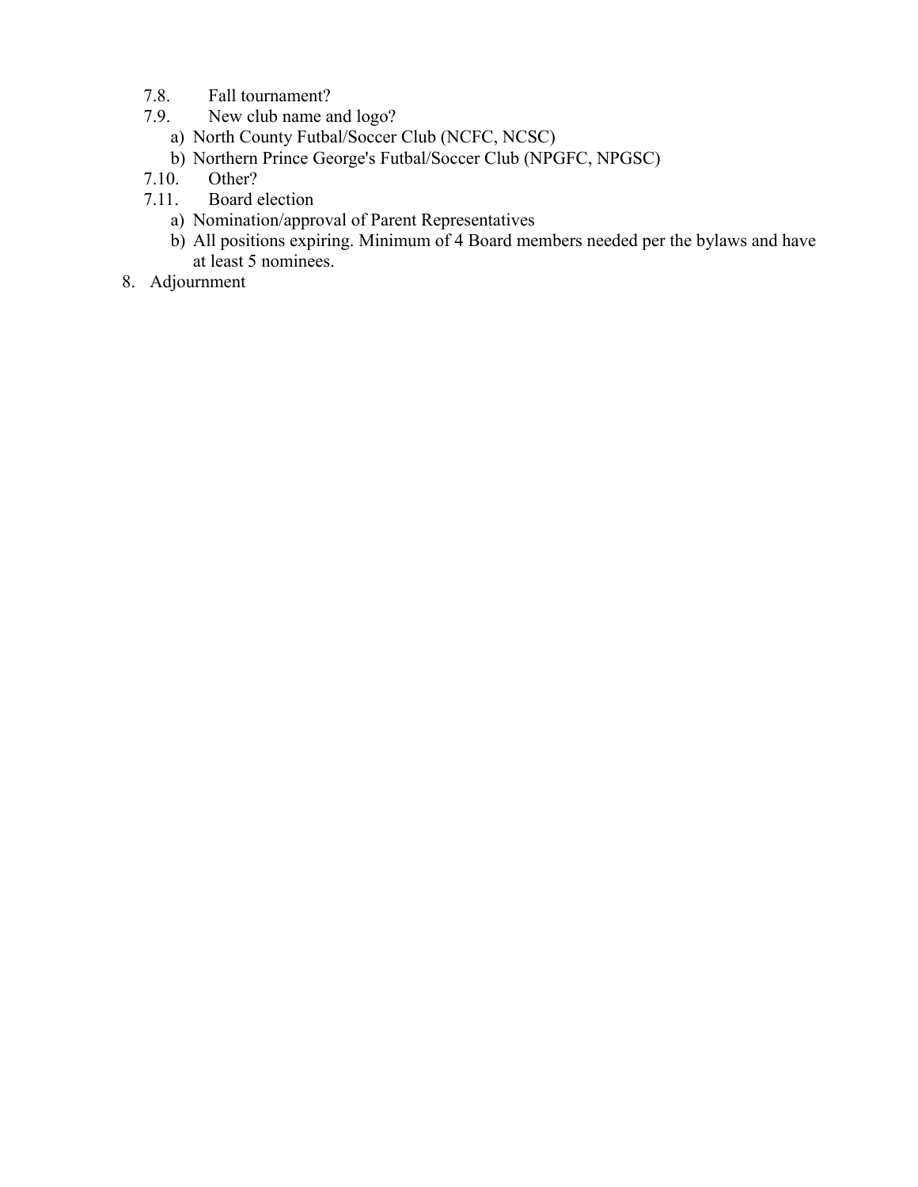7.8. Fall tournament?

7.9. New club name and logo?

   a) North County Futbal/Soccer Club (NCFC, NCSC)
   b) Northern Prince George's Futbal/Soccer Club (NPGFC, NPGSC)

7.10. Other?

7.11. Board election

   a) Nomination/approval of Parent Representatives
   b) All positions expiring. Minimum of 4 Board members needed per the bylaws and have at least 5 nominees.

8. Adjournment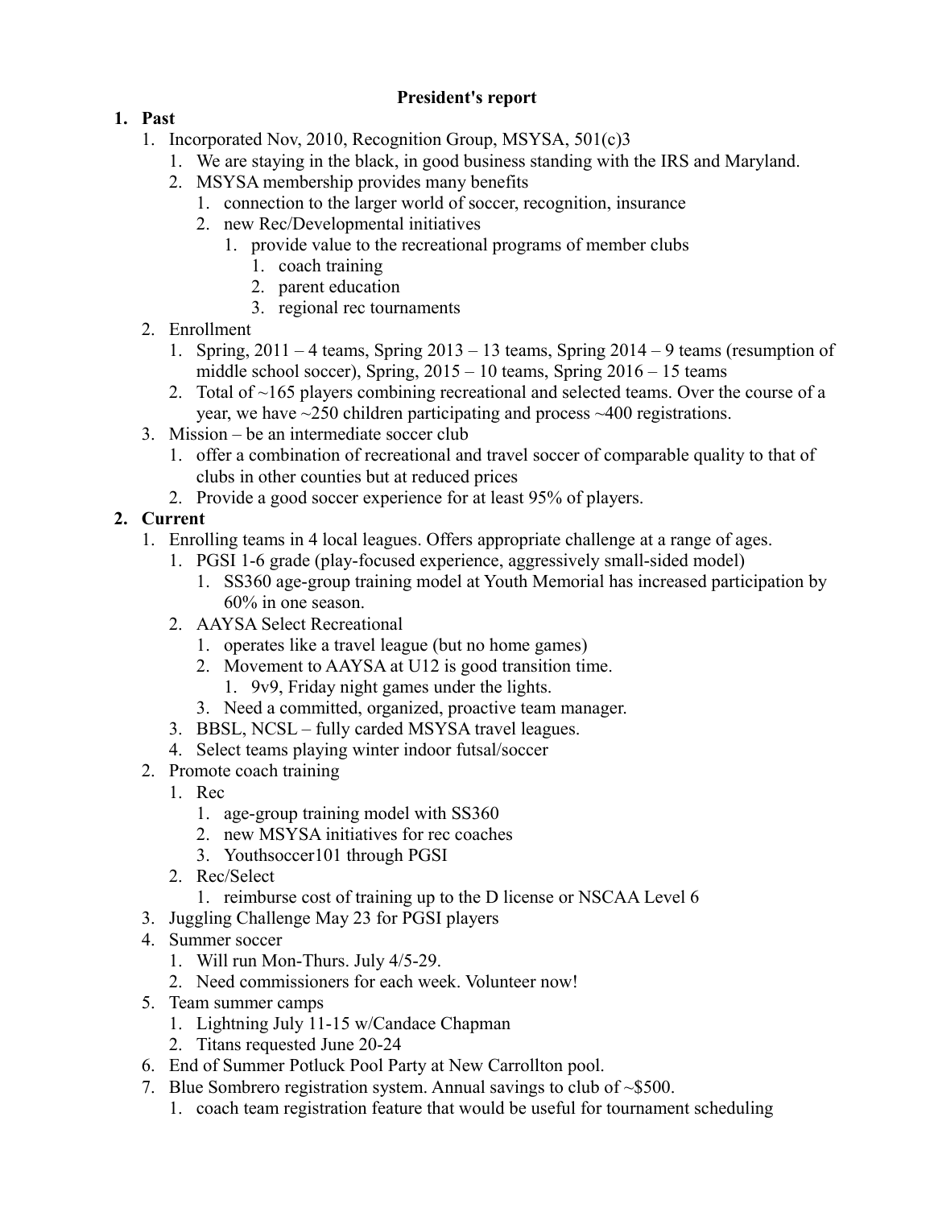**President's report**

1. **Past**
    1. Incorporated Nov, 2010, Recognition Group, MSYSA, 501(c)3
        1. We are staying in the black, in good business standing with the IRS and Maryland.
        2. MSYSA membership provides many benefits
            1. connection to the larger world of soccer, recognition, insurance
            2. new Rec/Developmental initiatives
                1. provide value to the recreational programs of member clubs
                    1. coach training
                    2. parent education
                    3. regional rec tournaments
    2. Enrollment
        1. Spring, 2011 – 4 teams, Spring 2013 – 13 teams, Spring 2014 – 9 teams (resumption of middle school soccer), Spring, 2015 – 10 teams, Spring 2016 – 15 teams
        2. Total of ~165 players combining recreational and selected teams. Over the course of a year, we have ~250 children participating and process ~400 registrations.
    3. Mission – be an intermediate soccer club
        1. offer a combination of recreational and travel soccer of comparable quality to that of clubs in other counties but at reduced prices
        2. Provide a good soccer experience for at least 95% of players.
2. **Current**
    1. Enrolling teams in 4 local leagues. Offers appropriate challenge at a range of ages.
        1. PGSI 1-6 grade (play-focused experience, aggressively small-sided model)
            1. SS360 age-group training model at Youth Memorial has increased participation by 60% in one season.
        2. AAYSA Select Recreational
            1. operates like a travel league (but no home games)
            2. Movement to AAYSA at U12 is good transition time.
                1. 9v9, Friday night games under the lights.
            3. Need a committed, organized, proactive team manager.
        3. BBSL, NCSL – fully carded MSYSA travel leagues.
        4. Select teams playing winter indoor futsal/soccer
    2. Promote coach training
        1. Rec
            1. age-group training model with SS360
            2. new MSYSA initiatives for rec coaches
            3. Youthsoccer101 through PGSI
        2. Rec/Select
            1. reimburse cost of training up to the D license or NSCAA Level 6
    3. Juggling Challenge May 23 for PGSI players
    4. Summer soccer
        1. Will run Mon-Thurs. July 4/5-29.
        2. Need commissioners for each week. Volunteer now!
    5. Team summer camps
        1. Lightning July 11-15 w/Candace Chapman
        2. Titans requested June 20-24
    6. End of Summer Potluck Pool Party at New Carrollton pool.
    7. Blue Sombrero registration system. Annual savings to club of ~$500.
        1. coach team registration feature that would be useful for tournament scheduling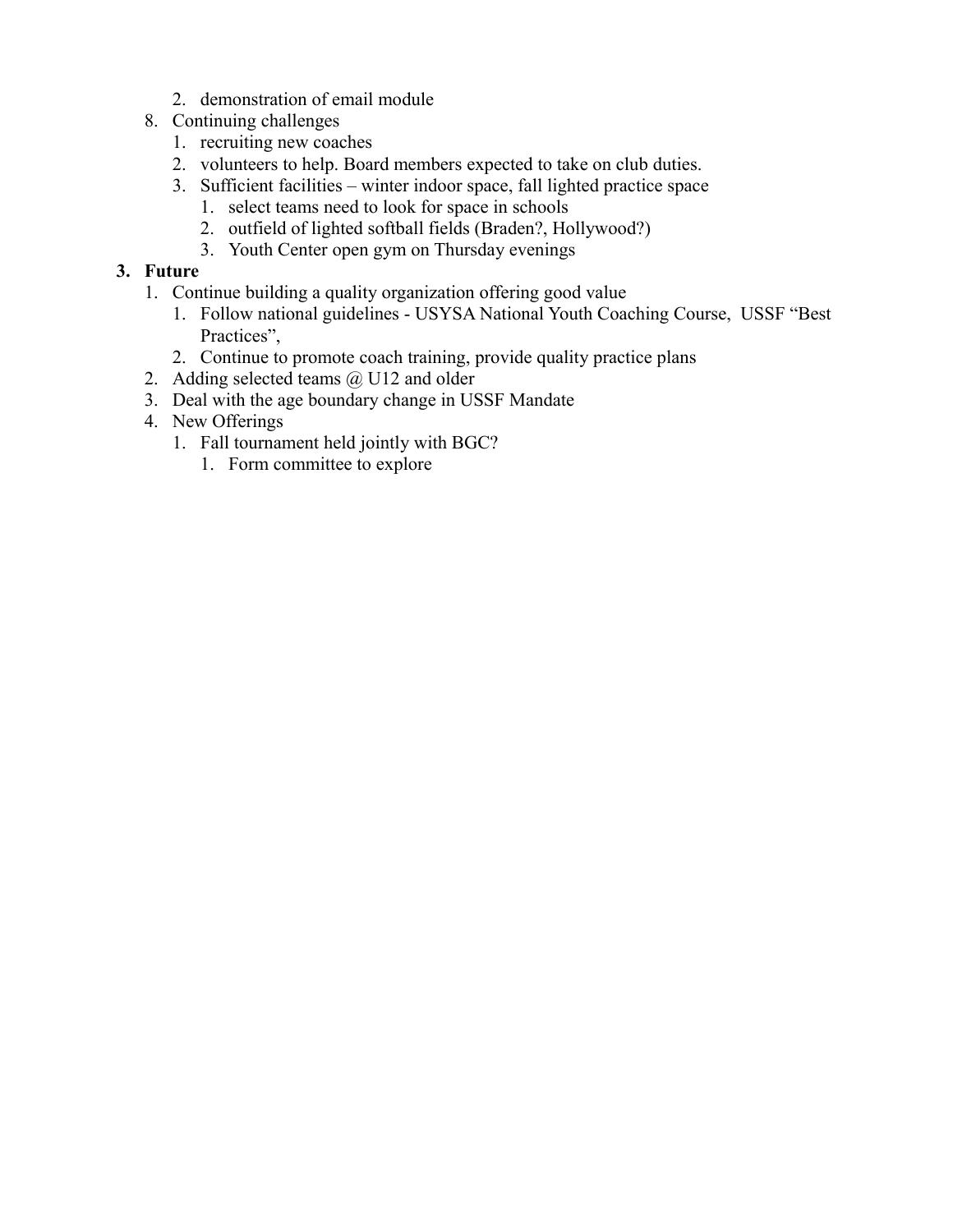2. demonstration of email module
8. Continuing challenges
   1. recruiting new coaches
   2. volunteers to help. Board members expected to take on club duties.
   3. Sufficient facilities – winter indoor space, fall lighted practice space
      1. select teams need to look for space in schools
      2. outfield of lighted softball fields (Braden?, Hollywood?)
      3. Youth Center open gym on Thursday evenings

**3. Future**

1. Continue building a quality organization offering good value
   1. Follow national guidelines - USYSA National Youth Coaching Course, USSF "Best Practices",
   2. Continue to promote coach training, provide quality practice plans
2. Adding selected teams @ U12 and older
3. Deal with the age boundary change in USSF Mandate
4. New Offerings
   1. Fall tournament held jointly with BGC?
      1. Form committee to explore